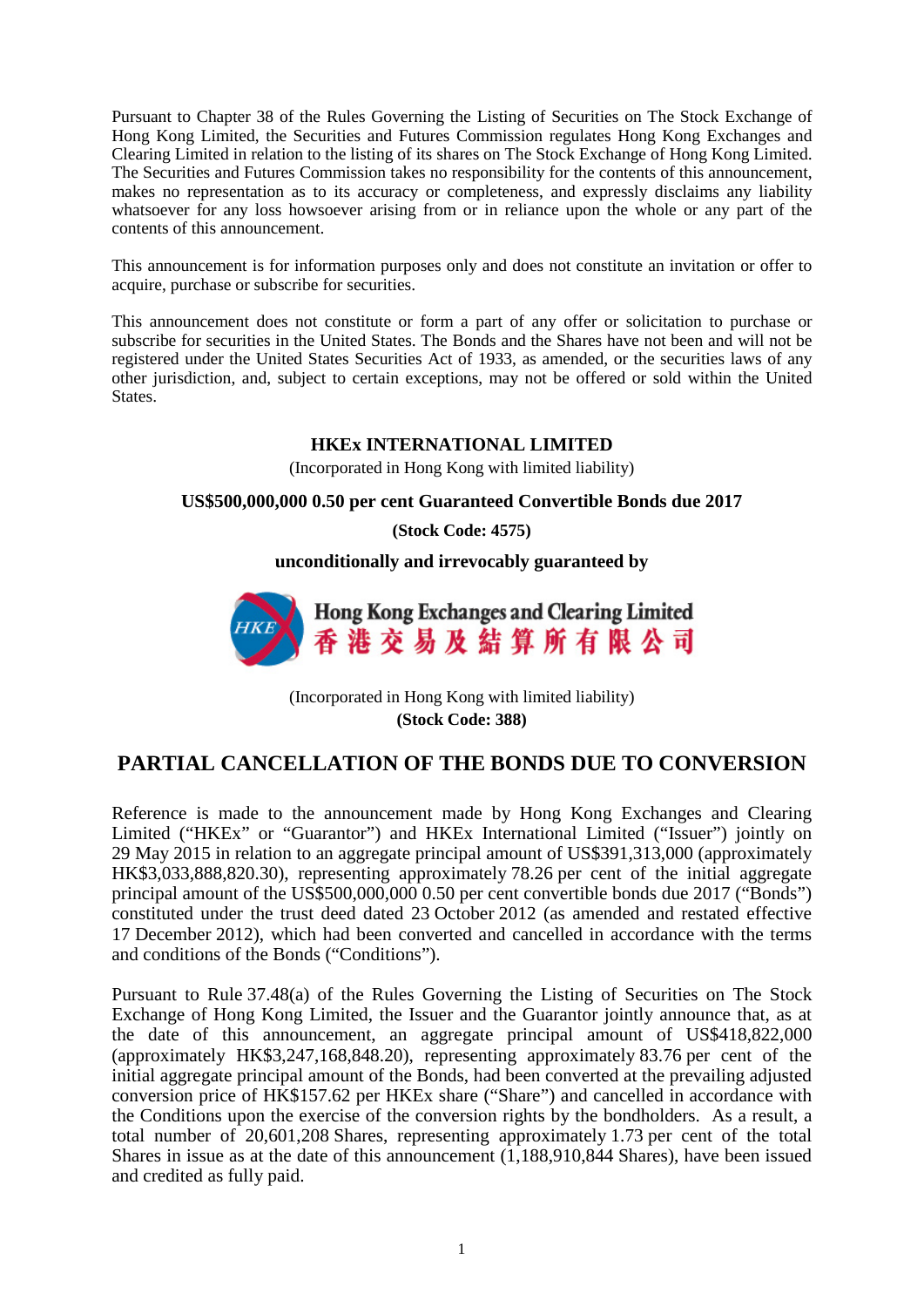Pursuant to Chapter 38 of the Rules Governing the Listing of Securities on The Stock Exchange of Hong Kong Limited, the Securities and Futures Commission regulates Hong Kong Exchanges and Clearing Limited in relation to the listing of its shares on The Stock Exchange of Hong Kong Limited. The Securities and Futures Commission takes no responsibility for the contents of this announcement, makes no representation as to its accuracy or completeness, and expressly disclaims any liability whatsoever for any loss howsoever arising from or in reliance upon the whole or any part of the contents of this announcement.

This announcement is for information purposes only and does not constitute an invitation or offer to acquire, purchase or subscribe for securities.

This announcement does not constitute or form a part of any offer or solicitation to purchase or subscribe for securities in the United States. The Bonds and the Shares have not been and will not be registered under the United States Securities Act of 1933, as amended, or the securities laws of any other jurisdiction, and, subject to certain exceptions, may not be offered or sold within the United States.

**HKEx INTERNATIONAL LIMITED**

(Incorporated in Hong Kong with limited liability)

**US$500,000,000 0.50 per cent Guaranteed Convertible Bonds due 2017**

**(Stock Code: 4575)**

**unconditionally and irrevocably guaranteed by**

**Hong Kong Exchanges and Clearing Limited**
**香港交易及結算所有限公司**

(Incorporated in Hong Kong with limited liability)
**(Stock Code: 388)**

## PARTIAL CANCELLATION OF THE BONDS DUE TO CONVERSION

Reference is made to the announcement made by Hong Kong Exchanges and Clearing Limited ("HKEx" or "Guarantor") and HKEx International Limited ("Issuer") jointly on 29 May 2015 in relation to an aggregate principal amount of US$391,313,000 (approximately HK$3,033,888,820.30), representing approximately 78.26 per cent of the initial aggregate principal amount of the US$500,000,000 0.50 per cent convertible bonds due 2017 ("Bonds") constituted under the trust deed dated 23 October 2012 (as amended and restated effective 17 December 2012), which had been converted and cancelled in accordance with the terms and conditions of the Bonds ("Conditions").

Pursuant to Rule 37.48(a) of the Rules Governing the Listing of Securities on The Stock Exchange of Hong Kong Limited, the Issuer and the Guarantor jointly announce that, as at the date of this announcement, an aggregate principal amount of US$418,822,000 (approximately HK$3,247,168,848.20), representing approximately 83.76 per cent of the initial aggregate principal amount of the Bonds, had been converted at the prevailing adjusted conversion price of HK$157.62 per HKEx share ("Share") and cancelled in accordance with the Conditions upon the exercise of the conversion rights by the bondholders. As a result, a total number of 20,601,208 Shares, representing approximately 1.73 per cent of the total Shares in issue as at the date of this announcement (1,188,910,844 Shares), have been issued and credited as fully paid.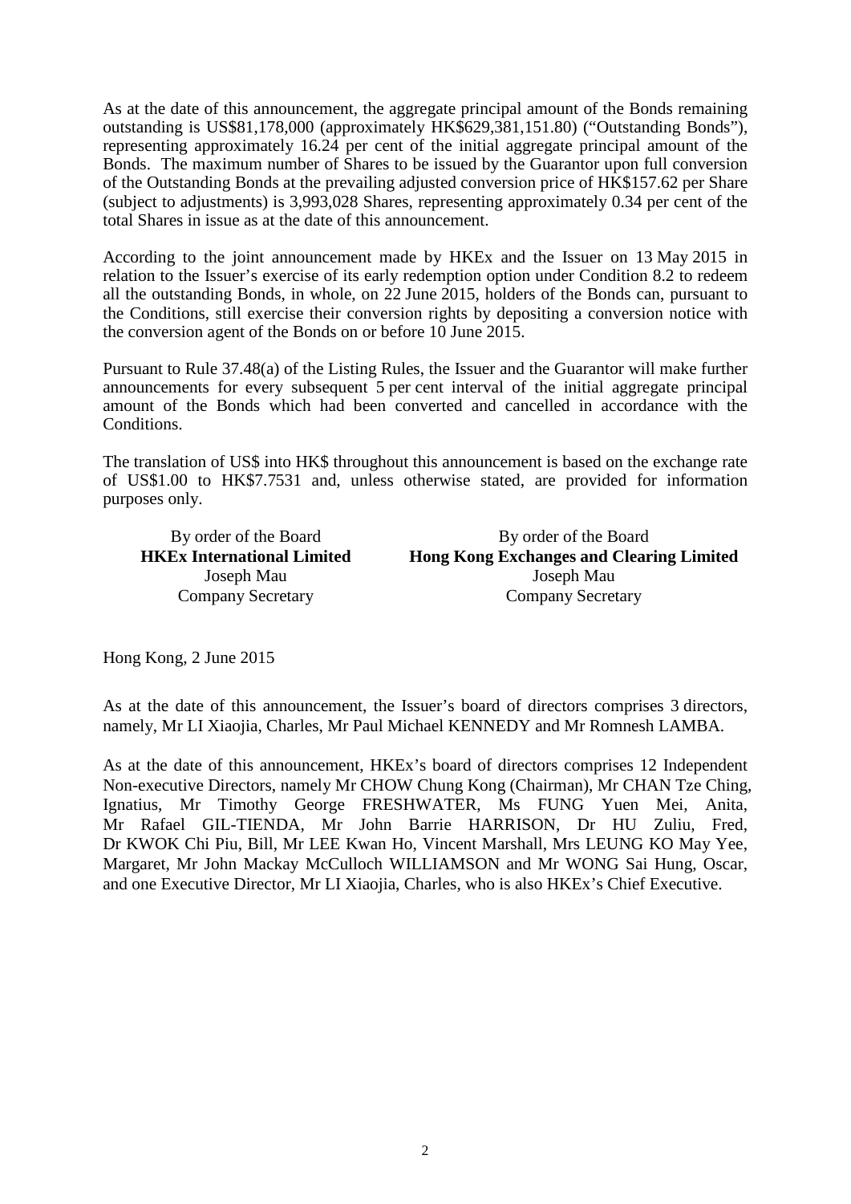As at the date of this announcement, the aggregate principal amount of the Bonds remaining outstanding is US$81,178,000 (approximately HK$629,381,151.80) ("Outstanding Bonds"), representing approximately 16.24 per cent of the initial aggregate principal amount of the Bonds. The maximum number of Shares to be issued by the Guarantor upon full conversion of the Outstanding Bonds at the prevailing adjusted conversion price of HK$157.62 per Share (subject to adjustments) is 3,993,028 Shares, representing approximately 0.34 per cent of the total Shares in issue as at the date of this announcement.

According to the joint announcement made by HKEx and the Issuer on 13 May 2015 in relation to the Issuer's exercise of its early redemption option under Condition 8.2 to redeem all the outstanding Bonds, in whole, on 22 June 2015, holders of the Bonds can, pursuant to the Conditions, still exercise their conversion rights by depositing a conversion notice with the conversion agent of the Bonds on or before 10 June 2015.

Pursuant to Rule 37.48(a) of the Listing Rules, the Issuer and the Guarantor will make further announcements for every subsequent 5 per cent interval of the initial aggregate principal amount of the Bonds which had been converted and cancelled in accordance with the Conditions.

The translation of US$ into HK$ throughout this announcement is based on the exchange rate of US$1.00 to HK$7.7531 and, unless otherwise stated, are provided for information purposes only.

By order of the Board
**HKEx International Limited**
Joseph Mau
Company Secretary

By order of the Board
**Hong Kong Exchanges and Clearing Limited**
Joseph Mau
Company Secretary

Hong Kong, 2 June 2015

As at the date of this announcement, the Issuer's board of directors comprises 3 directors, namely, Mr LI Xiaojia, Charles, Mr Paul Michael KENNEDY and Mr Romnesh LAMBA.

As at the date of this announcement, HKEx's board of directors comprises 12 Independent Non-executive Directors, namely Mr CHOW Chung Kong (Chairman), Mr CHAN Tze Ching, Ignatius, Mr Timothy George FRESHWATER, Ms FUNG Yuen Mei, Anita, Mr Rafael GIL-TIENDA, Mr John Barrie HARRISON, Dr HU Zuliu, Fred, Dr KWOK Chi Piu, Bill, Mr LEE Kwan Ho, Vincent Marshall, Mrs LEUNG KO May Yee, Margaret, Mr John Mackay McCulloch WILLIAMSON and Mr WONG Sai Hung, Oscar, and one Executive Director, Mr LI Xiaojia, Charles, who is also HKEx's Chief Executive.